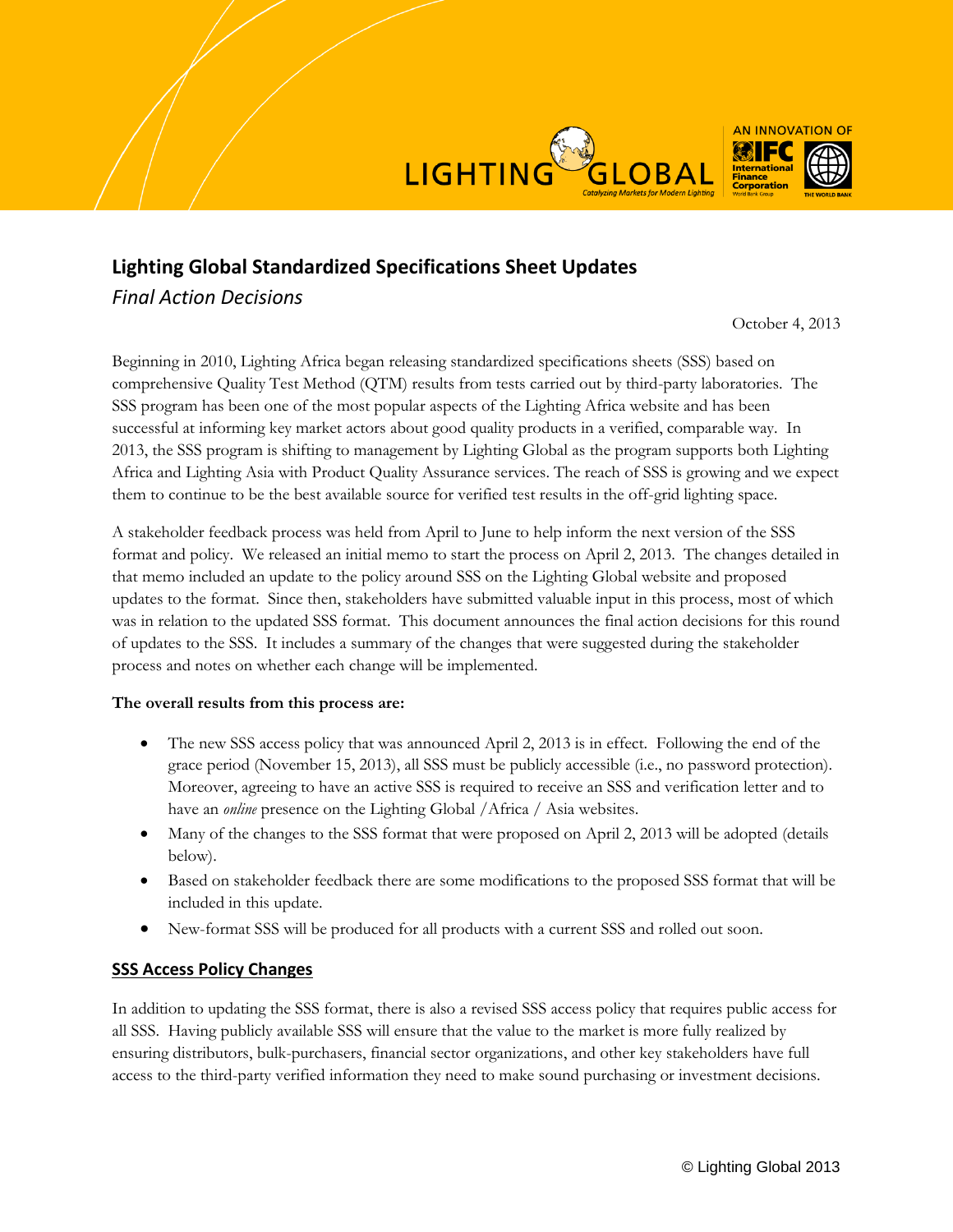# Lighting Global Standardized Specifications Sheet Updates

*Final Action Decisions*

October 4, 2013

Beginning in 2010, Lighting Africa began releasing standardized specifications sheets (SSS) based on comprehensive Quality Test Method (QTM) results from tests carried out by third-party laboratories. The SSS program has been one of the most popular aspects of the Lighting Africa website and has been successful at informing key market actors about good quality products in a verified, comparable way. In 2013, the SSS program is shifting to management by Lighting Global as the program supports both Lighting Africa and Lighting Asia with Product Quality Assurance services. The reach of SSS is growing and we expect them to continue to be the best available source for verified test results in the off-grid lighting space.

A stakeholder feedback process was held from April to June to help inform the next version of the SSS format and policy. We released an initial memo to start the process on April 2, 2013. The changes detailed in that memo included an update to the policy around SSS on the Lighting Global website and proposed updates to the format. Since then, stakeholders have submitted valuable input in this process, most of which was in relation to the updated SSS format. This document announces the final action decisions for this round of updates to the SSS. It includes a summary of the changes that were suggested during the stakeholder process and notes on whether each change will be implemented.

**The overall results from this process are:**

- The new SSS access policy that was announced April 2, 2013 is in effect. Following the end of the grace period (November 15, 2013), all SSS must be publicly accessible (i.e., no password protection). Moreover, agreeing to have an active SSS is required to receive an SSS and verification letter and to have an *online* presence on the Lighting Global /Africa / Asia websites.
- Many of the changes to the SSS format that were proposed on April 2, 2013 will be adopted (details below).
- Based on stakeholder feedback there are some modifications to the proposed SSS format that will be included in this update.
- New-format SSS will be produced for all products with a current SSS and rolled out soon.

## SSS Access Policy Changes

In addition to updating the SSS format, there is also a revised SSS access policy that requires public access for all SSS. Having publicly available SSS will ensure that the value to the market is more fully realized by ensuring distributors, bulk-purchasers, financial sector organizations, and other key stakeholders have full access to the third-party verified information they need to make sound purchasing or investment decisions.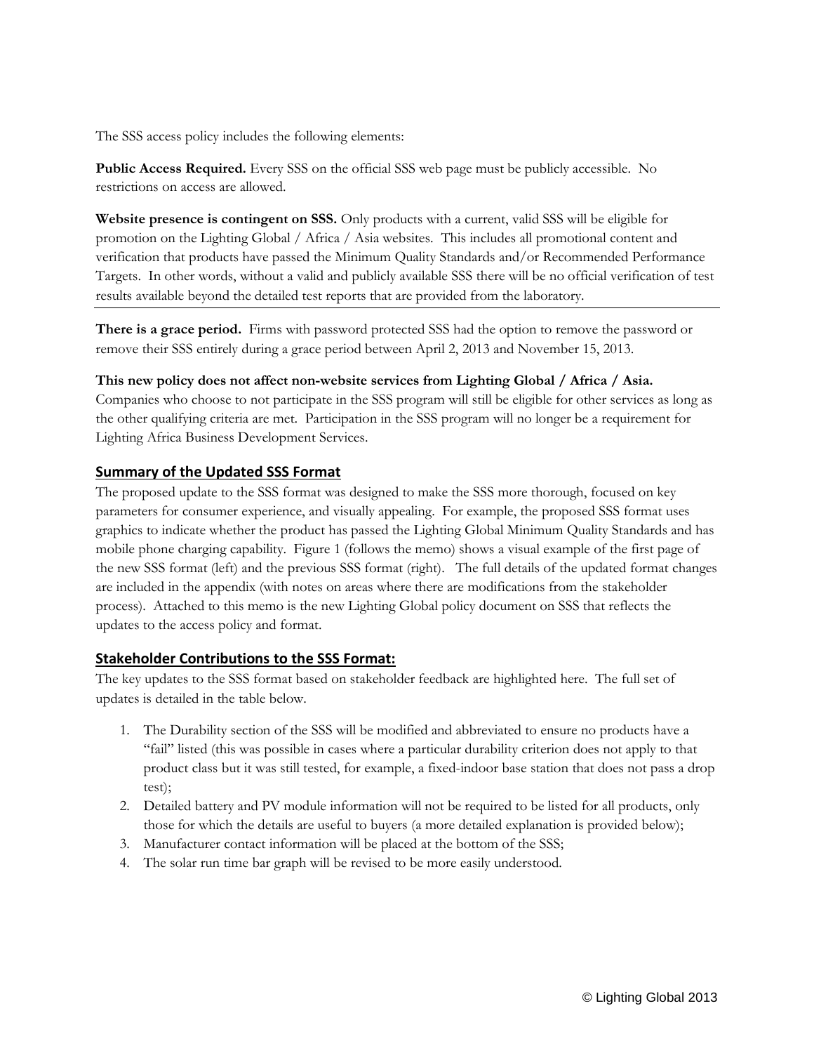The SSS access policy includes the following elements:

**Public Access Required.** Every SSS on the official SSS web page must be publicly accessible. No restrictions on access are allowed.

**Website presence is contingent on SSS.** Only products with a current, valid SSS will be eligible for promotion on the Lighting Global / Africa / Asia websites. This includes all promotional content and verification that products have passed the Minimum Quality Standards and/or Recommended Performance Targets. In other words, without a valid and publicly available SSS there will be no official verification of test results available beyond the detailed test reports that are provided from the laboratory.

---

**There is a grace period.** Firms with password protected SSS had the option to remove the password or remove their SSS entirely during a grace period between April 2, 2013 and November 15, 2013.

**This new policy does not affect non-website services from Lighting Global / Africa / Asia.** Companies who choose to not participate in the SSS program will still be eligible for other services as long as the other qualifying criteria are met. Participation in the SSS program will no longer be a requirement for Lighting Africa Business Development Services.

## Summary of the Updated SSS Format

The proposed update to the SSS format was designed to make the SSS more thorough, focused on key parameters for consumer experience, and visually appealing. For example, the proposed SSS format uses graphics to indicate whether the product has passed the Lighting Global Minimum Quality Standards and has mobile phone charging capability. Figure 1 (follows the memo) shows a visual example of the first page of the new SSS format (left) and the previous SSS format (right). The full details of the updated format changes are included in the appendix (with notes on areas where there are modifications from the stakeholder process). Attached to this memo is the new Lighting Global policy document on SSS that reflects the updates to the access policy and format.

## Stakeholder Contributions to the SSS Format:

The key updates to the SSS format based on stakeholder feedback are highlighted here. The full set of updates is detailed in the table below.

1. The Durability section of the SSS will be modified and abbreviated to ensure no products have a "fail" listed (this was possible in cases where a particular durability criterion does not apply to that product class but it was still tested, for example, a fixed-indoor base station that does not pass a drop test);
2. Detailed battery and PV module information will not be required to be listed for all products, only those for which the details are useful to buyers (a more detailed explanation is provided below);
3. Manufacturer contact information will be placed at the bottom of the SSS;
4. The solar run time bar graph will be revised to be more easily understood.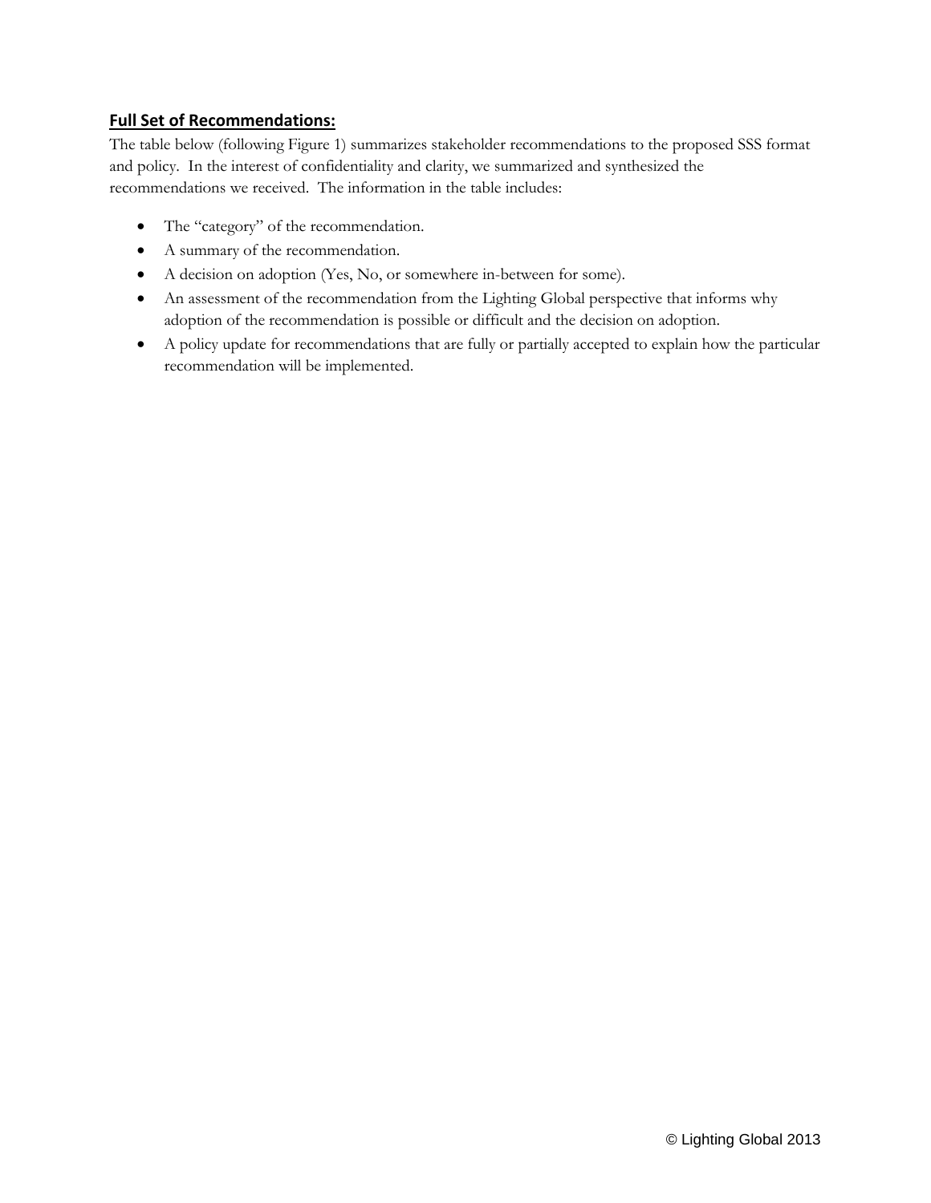## Full Set of Recommendations:

The table below (following Figure 1) summarizes stakeholder recommendations to the proposed SSS format and policy. In the interest of confidentiality and clarity, we summarized and synthesized the recommendations we received. The information in the table includes:

- The "category" of the recommendation.
- A summary of the recommendation.
- A decision on adoption (Yes, No, or somewhere in-between for some).
- An assessment of the recommendation from the Lighting Global perspective that informs why adoption of the recommendation is possible or difficult and the decision on adoption.
- A policy update for recommendations that are fully or partially accepted to explain how the particular recommendation will be implemented.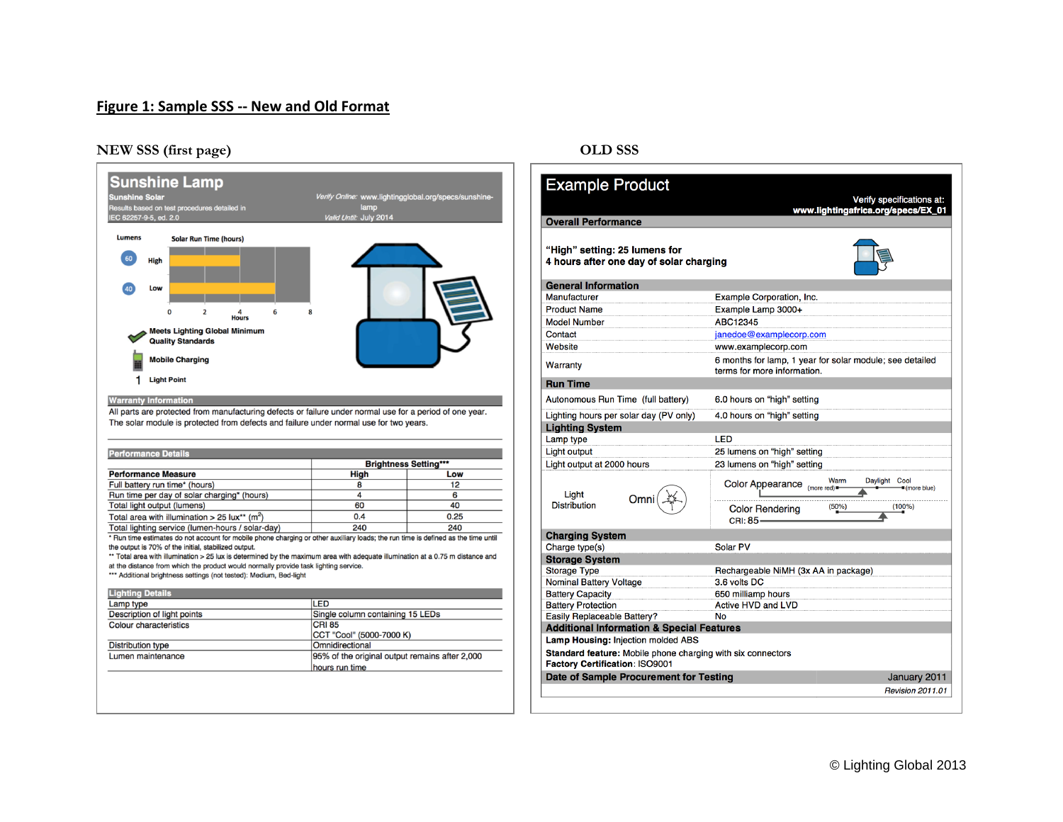## Figure 1: Sample SSS -- New and Old Format

### NEW SSS (first page)

**Sunshine Lamp**

**Sunshine Solar**

Results based on test procedures detailed in IEC 62257-9-5, ed. 2.0

*Verify Online:* www.lightingglobal.org/specs/sunshine-lamp

*Valid Until:* July 2014

Lumens | Solar Run Time (hours)

60 High

40 Low

0 2 4 6 8
Hours

Meets Lighting Global Minimum Quality Standards

Mobile Charging

1 Light Point

**Warranty Information**

All parts are protected from manufacturing defects or failure under normal use for a period of one year. The solar module is protected from defects and failure under normal use for two years.

**Performance Details**

| Performance Measure | Brightness Setting*** High | Low |
|---|---|---|
| Full battery run time* (hours) | 8 | 12 |
| Run time per day of solar charging* (hours) | 4 | 6 |
| Total light output (lumens) | 60 | 40 |
| Total area with illumination > 25 lux** ($m^2$) | 0.4 | 0.25 |
| Total lighting service (lumen-hours / solar-day) | 240 | 240 |

\* Run time estimates do not account for mobile phone charging or other auxiliary loads; the run time is defined as the time until the output is 70% of the initial, stabilized output.

\*\* Total area with illumination > 25 lux is determined by the maximum area with adequate illumination at a 0.75 m distance and at the distance from which the product would normally provide task lighting service.

\*\*\* Additional brightness settings (not tested): Medium, Bed-light

**Lighting Details**

| | |
|---|---|
| Lamp type | LED |
| Description of light points | Single column containing 15 LEDs |
| Colour characteristics | CRI 85<br>CCT "Cool" (5000-7000 K) |
| Distribution type | Omnidirectional |
| Lumen maintenance | 95% of the original output remains after 2,000 hours run time |

### OLD SSS

**Example Product**

Verify specifications at: **www.lightingafrica.org/specs/EX_01**

**Overall Performance**

"High" setting: 25 lumens for 4 hours after one day of solar charging

| **General Information** | |
|---|---|
| Manufacturer | Example Corporation, Inc. |
| Product Name | Example Lamp 3000+ |
| Model Number | ABC12345 |
| Contact | janedoe@examplecorp.com |
| Website | www.examplecorp.com |
| Warranty | 6 months for lamp, 1 year for solar module; see detailed terms for more information. |
| **Run Time** | |
| Autonomous Run Time (full battery) | 6.0 hours on "high" setting |
| Lighting hours per solar day (PV only) | 4.0 hours on "high" setting |
| **Lighting System** | |
| Lamp type | LED |
| Light output | 25 lumens on "high" setting |
| Light output at 2000 hours | 23 lumens on "high" setting |
| Light Distribution: Omni | Color Appearance (more red) Warm – Daylight – Cool (more blue); Color Rendering (50%) – (100%) CRI: 85 |
| **Charging System** | |
| Charge type(s) | Solar PV |
| **Storage System** | |
| Storage Type | Rechargeable NiMH (3x AA in package) |
| Nominal Battery Voltage | 3.6 volts DC |
| Battery Capacity | 650 milliamp hours |
| Battery Protection | Active HVD and LVD |
| Easily Replaceable Battery? | No |

**Additional Information & Special Features**

**Lamp Housing:** Injection molded ABS

**Standard feature:** Mobile phone charging with six connectors

**Factory Certification**: ISO9001

**Date of Sample Procurement for Testing** January 2011

*Revision 2011.01*

© Lighting Global 2013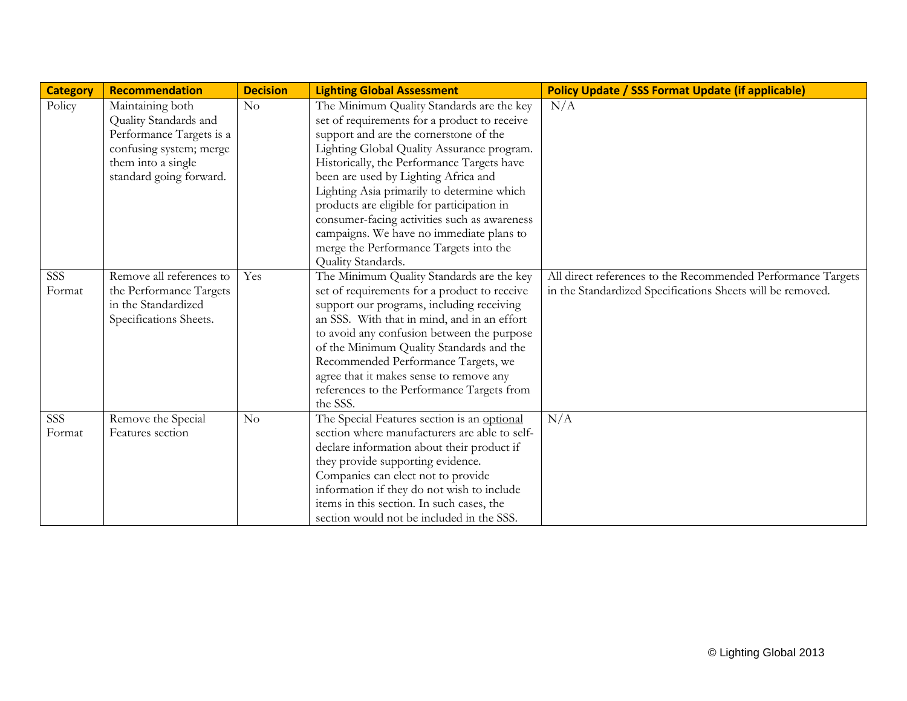| Category | Recommendation | Decision | Lighting Global Assessment | Policy Update / SSS Format Update (if applicable) |
|---|---|---|---|---|
| Policy | Maintaining both Quality Standards and Performance Targets is a confusing system; merge them into a single standard going forward. | No | The Minimum Quality Standards are the key set of requirements for a product to receive support and are the cornerstone of the Lighting Global Quality Assurance program. Historically, the Performance Targets have been are used by Lighting Africa and Lighting Asia primarily to determine which products are eligible for participation in consumer-facing activities such as awareness campaigns. We have no immediate plans to merge the Performance Targets into the Quality Standards. | N/A |
| SSS Format | Remove all references to the Performance Targets in the Standardized Specifications Sheets. | Yes | The Minimum Quality Standards are the key set of requirements for a product to receive support our programs, including receiving an SSS. With that in mind, and in an effort to avoid any confusion between the purpose of the Minimum Quality Standards and the Recommended Performance Targets, we agree that it makes sense to remove any references to the Performance Targets from the SSS. | All direct references to the Recommended Performance Targets in the Standardized Specifications Sheets will be removed. |
| SSS Format | Remove the Special Features section | No | The Special Features section is an <u>optional</u> section where manufacturers are able to self-declare information about their product if they provide supporting evidence. Companies can elect not to provide information if they do not wish to include items in this section. In such cases, the section would not be included in the SSS. | N/A |

© Lighting Global 2013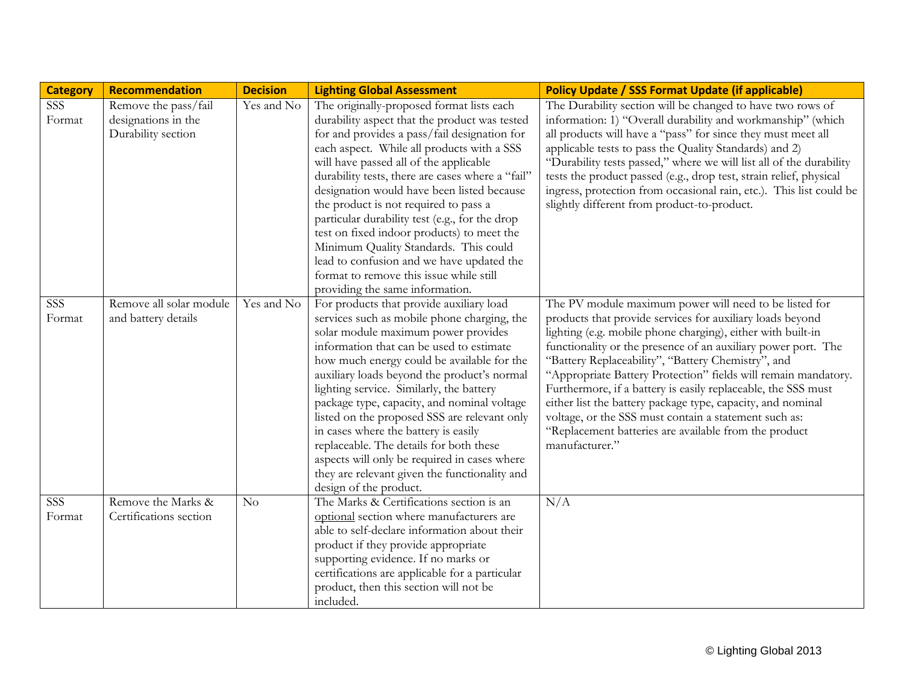| Category | Recommendation | Decision | Lighting Global Assessment | Policy Update / SSS Format Update (if applicable) |
|---|---|---|---|---|
| SSS Format | Remove the pass/fail designations in the Durability section | Yes and No | The originally-proposed format lists each durability aspect that the product was tested for and provides a pass/fail designation for each aspect. While all products with a SSS will have passed all of the applicable durability tests, there are cases where a "fail" designation would have been listed because the product is not required to pass a particular durability test (e.g., for the drop test on fixed indoor products) to meet the Minimum Quality Standards. This could lead to confusion and we have updated the format to remove this issue while still providing the same information. | The Durability section will be changed to have two rows of information: 1) "Overall durability and workmanship" (which all products will have a "pass" for since they must meet all applicable tests to pass the Quality Standards) and 2) "Durability tests passed," where we will list all of the durability tests the product passed (e.g., drop test, strain relief, physical ingress, protection from occasional rain, etc.). This list could be slightly different from product-to-product. |
| SSS Format | Remove all solar module and battery details | Yes and No | For products that provide auxiliary load services such as mobile phone charging, the solar module maximum power provides information that can be used to estimate how much energy could be available for the auxiliary loads beyond the product's normal lighting service. Similarly, the battery package type, capacity, and nominal voltage listed on the proposed SSS are relevant only in cases where the battery is easily replaceable. The details for both these aspects will only be required in cases where they are relevant given the functionality and design of the product. | The PV module maximum power will need to be listed for products that provide services for auxiliary loads beyond lighting (e.g. mobile phone charging), either with built-in functionality or the presence of an auxiliary power port. The "Battery Replaceability", "Battery Chemistry", and "Appropriate Battery Protection" fields will remain mandatory. Furthermore, if a battery is easily replaceable, the SSS must either list the battery package type, capacity, and nominal voltage, or the SSS must contain a statement such as: "Replacement batteries are available from the product manufacturer." |
| SSS Format | Remove the Marks & Certifications section | No | The Marks & Certifications section is an optional section where manufacturers are able to self-declare information about their product if they provide appropriate supporting evidence. If no marks or certifications are applicable for a particular product, then this section will not be included. | N/A |

© Lighting Global 2013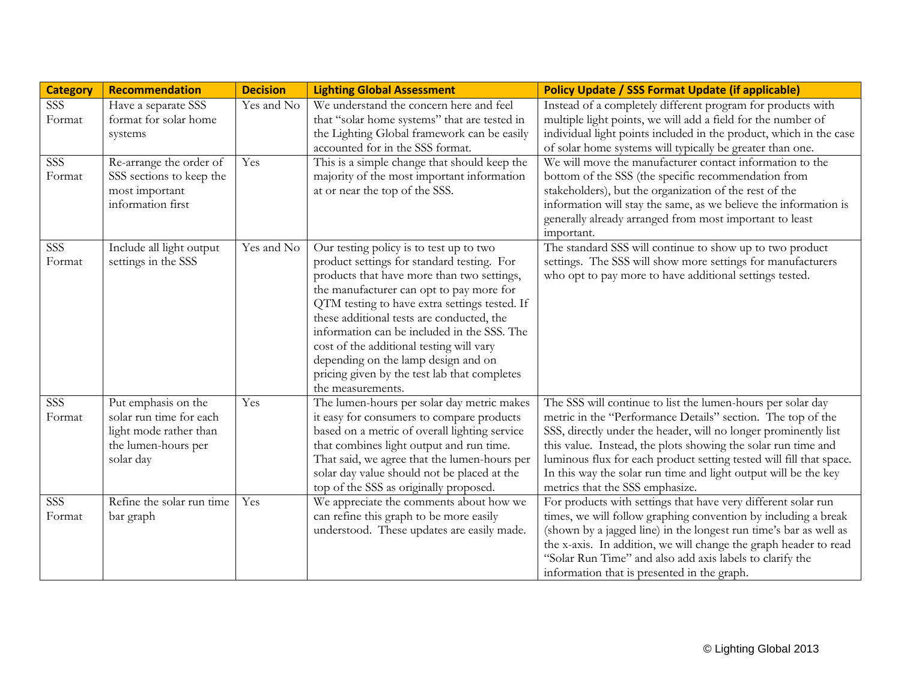| Category | Recommendation | Decision | Lighting Global Assessment | Policy Update / SSS Format Update (if applicable) |
|---|---|---|---|---|
| SSS Format | Have a separate SSS format for solar home systems | Yes and No | We understand the concern here and feel that "solar home systems" that are tested in the Lighting Global framework can be easily accounted for in the SSS format. | Instead of a completely different program for products with multiple light points, we will add a field for the number of individual light points included in the product, which in the case of solar home systems will typically be greater than one. |
| SSS Format | Re-arrange the order of SSS sections to keep the most important information first | Yes | This is a simple change that should keep the majority of the most important information at or near the top of the SSS. | We will move the manufacturer contact information to the bottom of the SSS (the specific recommendation from stakeholders), but the organization of the rest of the information will stay the same, as we believe the information is generally already arranged from most important to least important. |
| SSS Format | Include all light output settings in the SSS | Yes and No | Our testing policy is to test up to two product settings for standard testing. For products that have more than two settings, the manufacturer can opt to pay more for QTM testing to have extra settings tested. If these additional tests are conducted, the information can be included in the SSS. The cost of the additional testing will vary depending on the lamp design and on pricing given by the test lab that completes the measurements. | The standard SSS will continue to show up to two product settings. The SSS will show more settings for manufacturers who opt to pay more to have additional settings tested. |
| SSS Format | Put emphasis on the solar run time for each light mode rather than the lumen-hours per solar day | Yes | The lumen-hours per solar day metric makes it easy for consumers to compare products based on a metric of overall lighting service that combines light output and run time. That said, we agree that the lumen-hours per solar day value should not be placed at the top of the SSS as originally proposed. | The SSS will continue to list the lumen-hours per solar day metric in the "Performance Details" section. The top of the SSS, directly under the header, will no longer prominently list this value. Instead, the plots showing the solar run time and luminous flux for each product setting tested will fill that space. In this way the solar run time and light output will be the key metrics that the SSS emphasize. |
| SSS Format | Refine the solar run time bar graph | Yes | We appreciate the comments about how we can refine this graph to be more easily understood. These updates are easily made. | For products with settings that have very different solar run times, we will follow graphing convention by including a break (shown by a jagged line) in the longest run time's bar as well as the x-axis. In addition, we will change the graph header to read "Solar Run Time" and also add axis labels to clarify the information that is presented in the graph. |

© Lighting Global 2013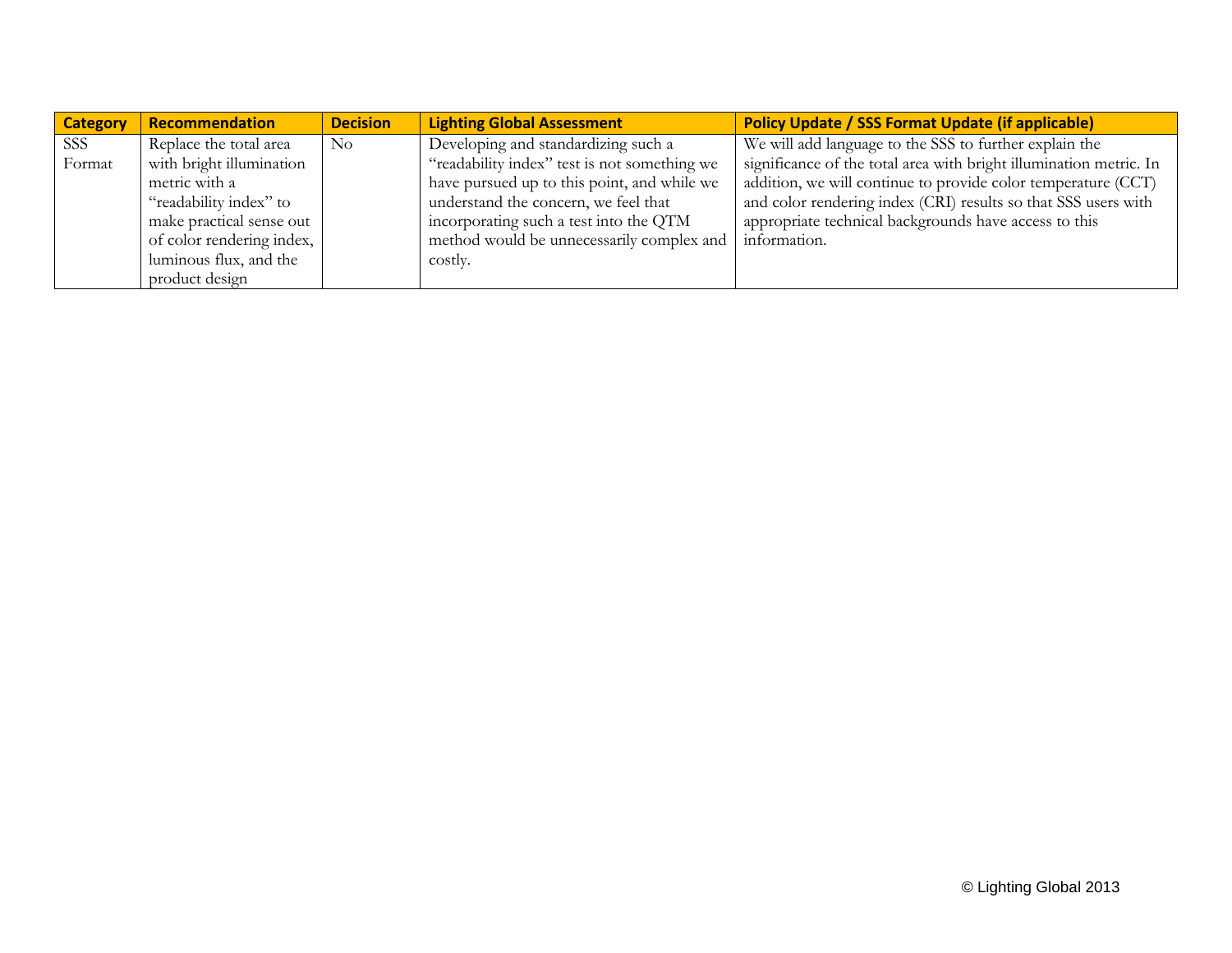| Category | Recommendation | Decision | Lighting Global Assessment | Policy Update / SSS Format Update (if applicable) |
| --- | --- | --- | --- | --- |
| SSS Format | Replace the total area with bright illumination metric with a "readability index" to make practical sense out of color rendering index, luminous flux, and the product design | No | Developing and standardizing such a "readability index" test is not something we have pursued up to this point, and while we understand the concern, we feel that incorporating such a test into the QTM method would be unnecessarily complex and costly. | We will add language to the SSS to further explain the significance of the total area with bright illumination metric. In addition, we will continue to provide color temperature (CCT) and color rendering index (CRI) results so that SSS users with appropriate technical backgrounds have access to this information. |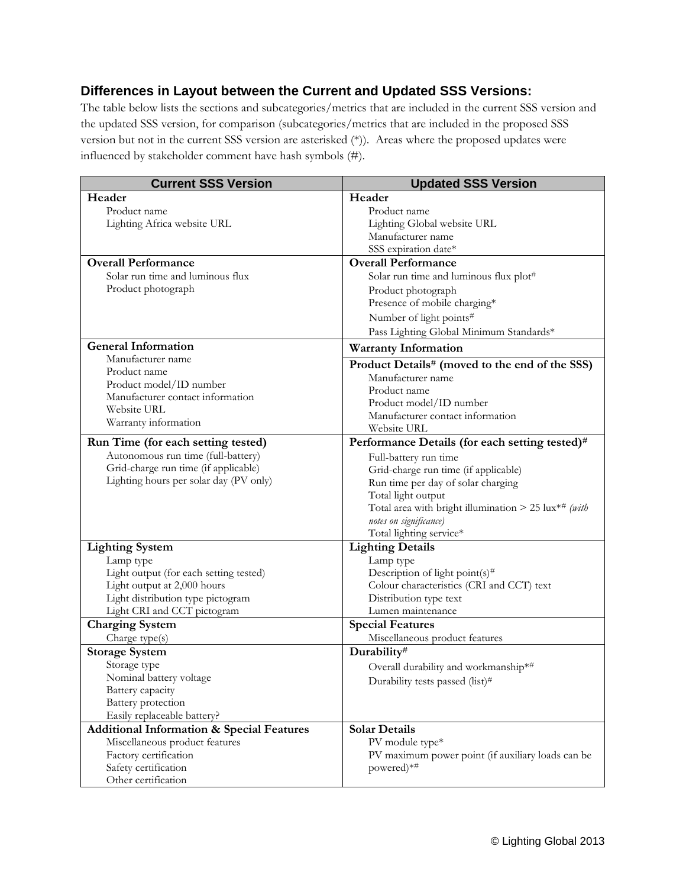### Differences in Layout between the Current and Updated SSS Versions:

The table below lists the sections and subcategories/metrics that are included in the current SSS version and the updated SSS version, for comparison (subcategories/metrics that are included in the proposed SSS version but not in the current SSS version are asterisked (*)). Areas where the proposed updates were influenced by stakeholder comment have hash symbols (#).

| Current SSS Version | Updated SSS Version |
|---|---|
| **Header**<br>Product name<br>Lighting Africa website URL | **Header**<br>Product name<br>Lighting Global website URL<br>Manufacturer name<br>SSS expiration date* |
| **Overall Performance**<br>Solar run time and luminous flux<br>Product photograph | **Overall Performance**<br>Solar run time and luminous flux plot#<br>Product photograph<br>Presence of mobile charging*<br>Number of light points#<br>Pass Lighting Global Minimum Standards* |
| **General Information**<br>Manufacturer name<br>Product name<br>Product model/ID number<br>Manufacturer contact information<br>Website URL<br>Warranty information | **Warranty Information**<br>**Product Details# (moved to the end of the SSS)**<br>Manufacturer name<br>Product name<br>Product model/ID number<br>Manufacturer contact information<br>Website URL |
| **Run Time (for each setting tested)**<br>Autonomous run time (full-battery)<br>Grid-charge run time (if applicable)<br>Lighting hours per solar day (PV only) | **Performance Details (for each setting tested)#**<br>Full-battery run time<br>Grid-charge run time (if applicable)<br>Run time per day of solar charging<br>Total light output<br>Total area with bright illumination > 25 lux*# *(with notes on significance)*<br>Total lighting service* |
| **Lighting System**<br>Lamp type<br>Light output (for each setting tested)<br>Light output at 2,000 hours<br>Light distribution type pictogram<br>Light CRI and CCT pictogram | **Lighting Details**<br>Lamp type<br>Description of light point(s)#<br>Colour characteristics (CRI and CCT) text<br>Distribution type text<br>Lumen maintenance |
| **Charging System**<br>Charge type(s) | **Special Features**<br>Miscellaneous product features |
| **Storage System**<br>Storage type<br>Nominal battery voltage<br>Battery capacity<br>Battery protection<br>Easily replaceable battery? | **Durability#**<br>Overall durability and workmanship*#<br>Durability tests passed (list)# |
| **Additional Information & Special Features**<br>Miscellaneous product features<br>Factory certification<br>Safety certification<br>Other certification | **Solar Details**<br>PV module type*<br>PV maximum power point (if auxiliary loads can be powered)*# |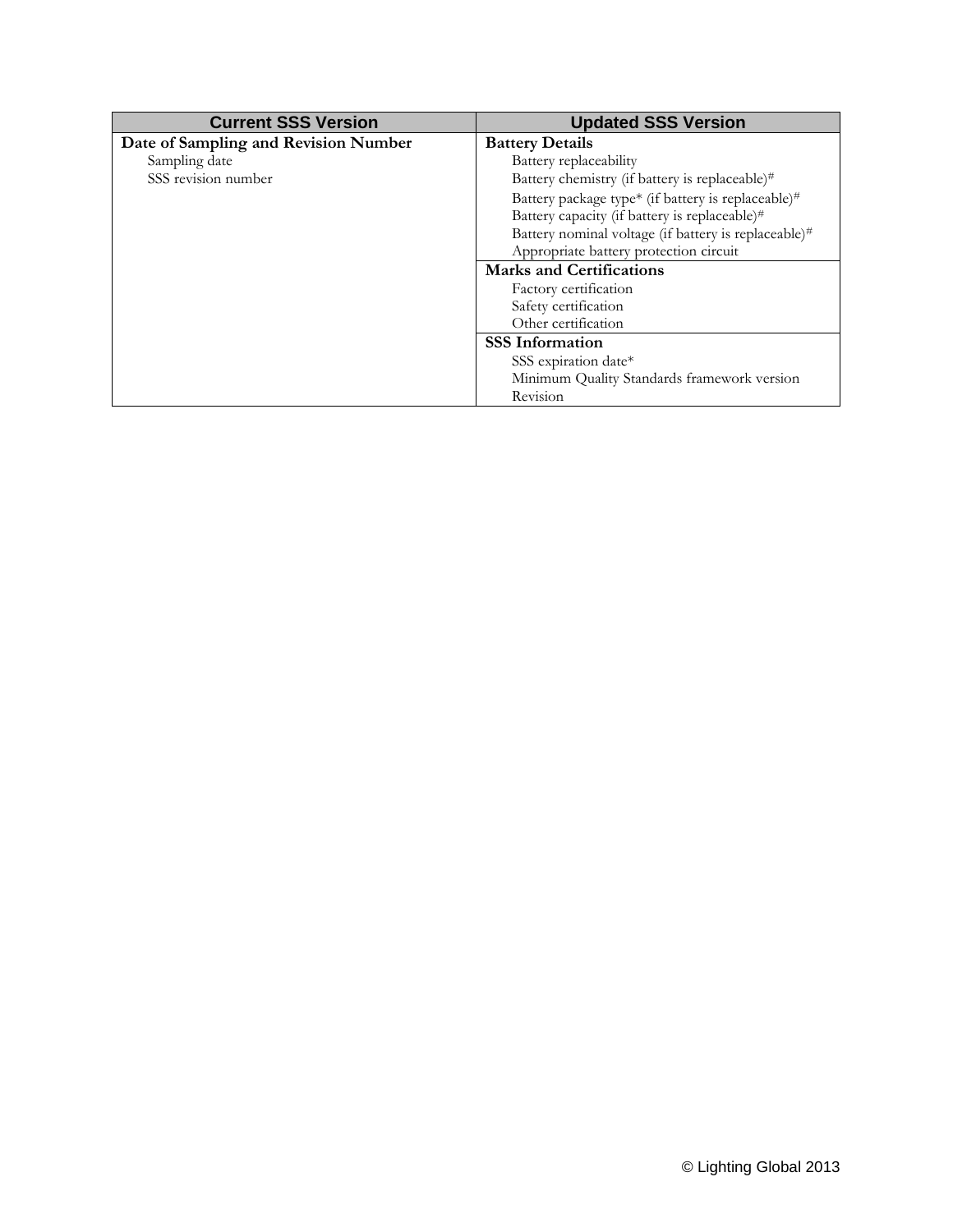| Current SSS Version | Updated SSS Version |
|---|---|
| **Date of Sampling and Revision Number**<br>Sampling date<br>SSS revision number | **Battery Details**<br>Battery replaceability<br>Battery chemistry (if battery is replaceable)#<br>Battery package type* (if battery is replaceable)#<br>Battery capacity (if battery is replaceable)#<br>Battery nominal voltage (if battery is replaceable)#<br>Appropriate battery protection circuit |
| | **Marks and Certifications**<br>Factory certification<br>Safety certification<br>Other certification |
| | **SSS Information**<br>SSS expiration date*<br>Minimum Quality Standards framework version<br>Revision |

© Lighting Global 2013